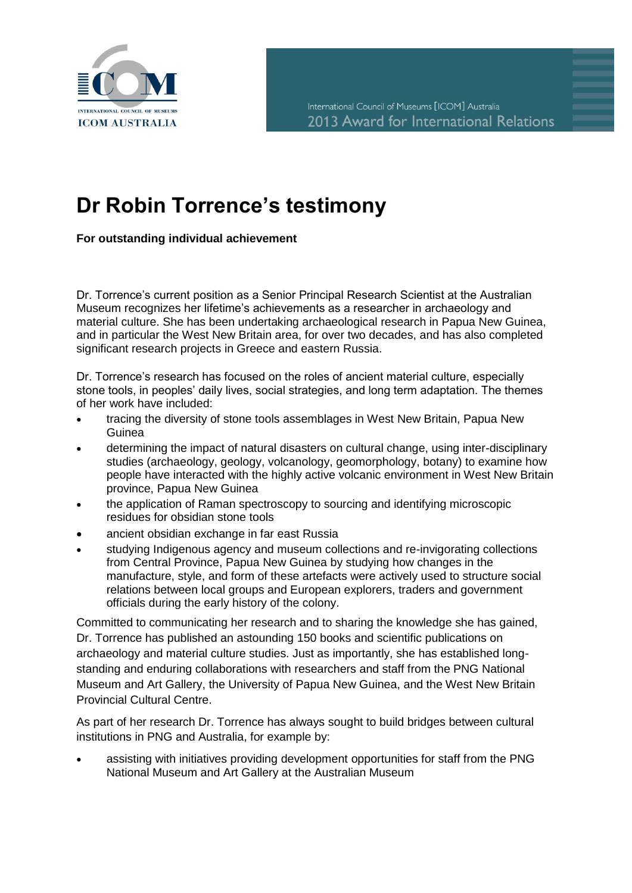International Council of Museums [ICOM] Australia
2013 Award for International Relations

# Dr Robin Torrence's testimony

**For outstanding individual achievement**

Dr. Torrence's current position as a Senior Principal Research Scientist at the Australian Museum recognizes her lifetime's achievements as a researcher in archaeology and material culture. She has been undertaking archaeological research in Papua New Guinea, and in particular the West New Britain area, for over two decades, and has also completed significant research projects in Greece and eastern Russia.

Dr. Torrence's research has focused on the roles of ancient material culture, especially stone tools, in peoples' daily lives, social strategies, and long term adaptation. The themes of her work have included:

- tracing the diversity of stone tools assemblages in West New Britain, Papua New Guinea
- determining the impact of natural disasters on cultural change, using inter-disciplinary studies (archaeology, geology, volcanology, geomorphology, botany) to examine how people have interacted with the highly active volcanic environment in West New Britain province, Papua New Guinea
- the application of Raman spectroscopy to sourcing and identifying microscopic residues for obsidian stone tools
- ancient obsidian exchange in far east Russia
- studying Indigenous agency and museum collections and re-invigorating collections from Central Province, Papua New Guinea by studying how changes in the manufacture, style, and form of these artefacts were actively used to structure social relations between local groups and European explorers, traders and government officials during the early history of the colony.

Committed to communicating her research and to sharing the knowledge she has gained, Dr. Torrence has published an astounding 150 books and scientific publications on archaeology and material culture studies. Just as importantly, she has established long-standing and enduring collaborations with researchers and staff from the PNG National Museum and Art Gallery, the University of Papua New Guinea, and the West New Britain Provincial Cultural Centre.

As part of her research Dr. Torrence has always sought to build bridges between cultural institutions in PNG and Australia, for example by:

- assisting with initiatives providing development opportunities for staff from the PNG National Museum and Art Gallery at the Australian Museum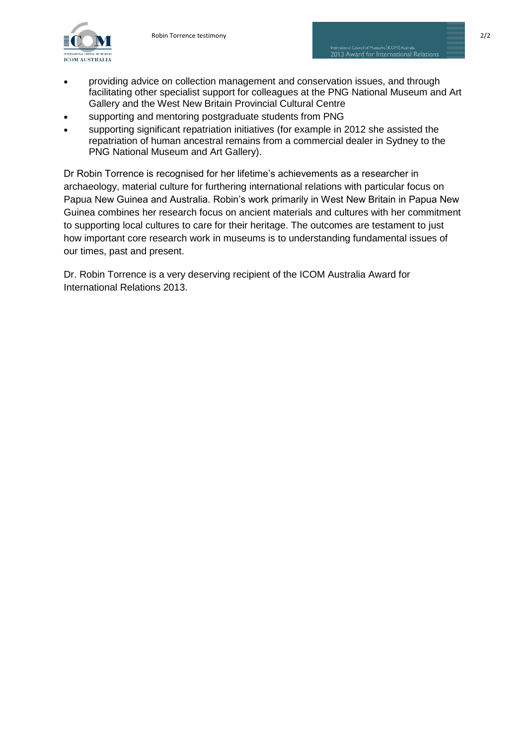- providing advice on collection management and conservation issues, and through facilitating other specialist support for colleagues at the PNG National Museum and Art Gallery and the West New Britain Provincial Cultural Centre
- supporting and mentoring postgraduate students from PNG
- supporting significant repatriation initiatives (for example in 2012 she assisted the repatriation of human ancestral remains from a commercial dealer in Sydney to the PNG National Museum and Art Gallery).

Dr Robin Torrence is recognised for her lifetime's achievements as a researcher in archaeology, material culture for furthering international relations with particular focus on Papua New Guinea and Australia. Robin's work primarily in West New Britain in Papua New Guinea combines her research focus on ancient materials and cultures with her commitment to supporting local cultures to care for their heritage. The outcomes are testament to just how important core research work in museums is to understanding fundamental issues of our times, past and present.

Dr. Robin Torrence is a very deserving recipient of the ICOM Australia Award for International Relations 2013.